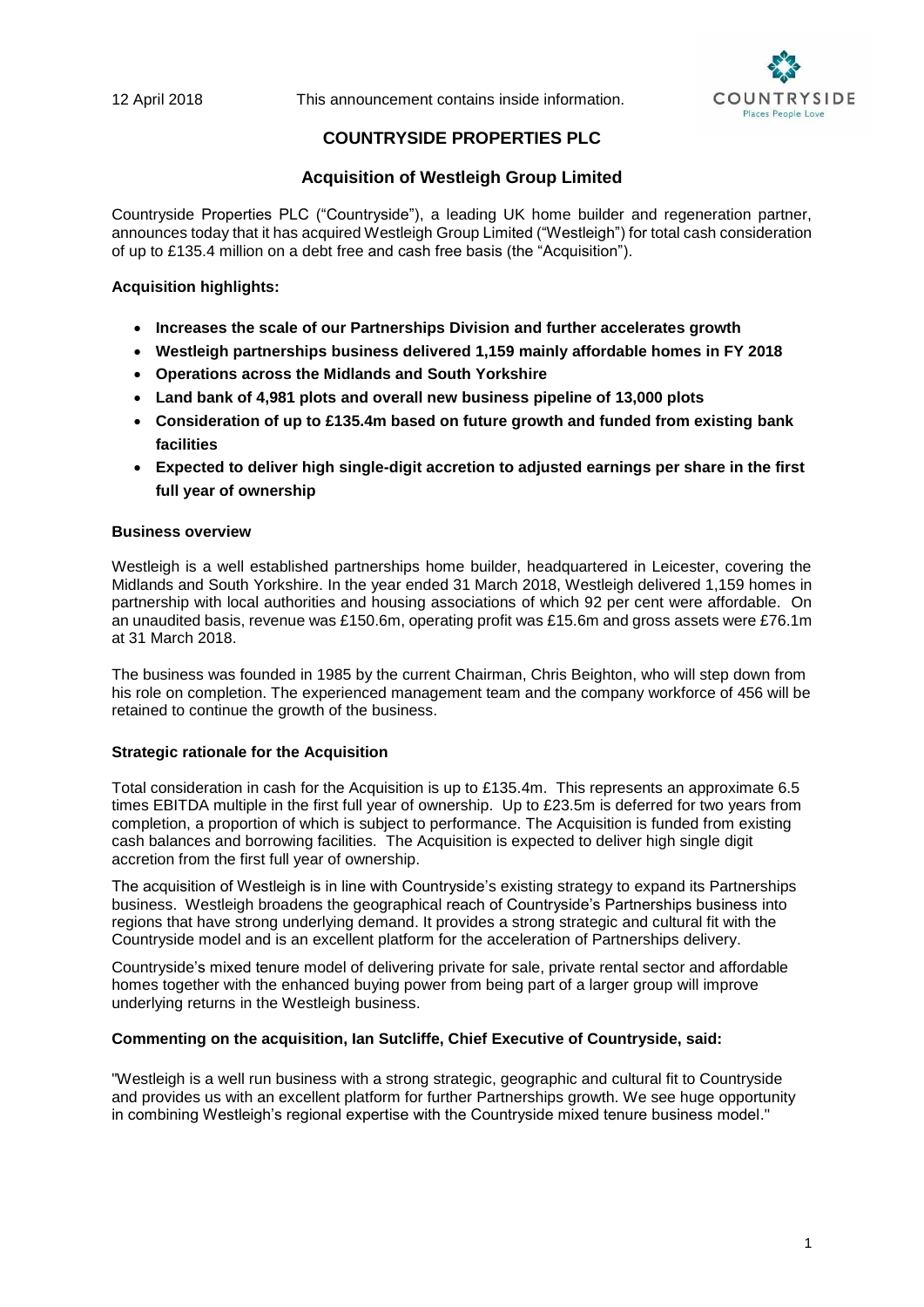12 April 2018 This announcement contains inside information.

# COUNTRYSIDE PROPERTIES PLC

## Acquisition of Westleigh Group Limited

Countryside Properties PLC ("Countryside"), a leading UK home builder and regeneration partner, announces today that it has acquired Westleigh Group Limited ("Westleigh") for total cash consideration of up to £135.4 million on a debt free and cash free basis (the "Acquisition").

**Acquisition highlights:**

- **Increases the scale of our Partnerships Division and further accelerates growth**
- **Westleigh partnerships business delivered 1,159 mainly affordable homes in FY 2018**
- **Operations across the Midlands and South Yorkshire**
- **Land bank of 4,981 plots and overall new business pipeline of 13,000 plots**
- **Consideration of up to £135.4m based on future growth and funded from existing bank facilities**
- **Expected to deliver high single-digit accretion to adjusted earnings per share in the first full year of ownership**

**Business overview**

Westleigh is a well established partnerships home builder, headquartered in Leicester, covering the Midlands and South Yorkshire. In the year ended 31 March 2018, Westleigh delivered 1,159 homes in partnership with local authorities and housing associations of which 92 per cent were affordable. On an unaudited basis, revenue was £150.6m, operating profit was £15.6m and gross assets were £76.1m at 31 March 2018.

The business was founded in 1985 by the current Chairman, Chris Beighton, who will step down from his role on completion. The experienced management team and the company workforce of 456 will be retained to continue the growth of the business.

**Strategic rationale for the Acquisition**

Total consideration in cash for the Acquisition is up to £135.4m. This represents an approximate 6.5 times EBITDA multiple in the first full year of ownership. Up to £23.5m is deferred for two years from completion, a proportion of which is subject to performance. The Acquisition is funded from existing cash balances and borrowing facilities. The Acquisition is expected to deliver high single digit accretion from the first full year of ownership.

The acquisition of Westleigh is in line with Countryside's existing strategy to expand its Partnerships business. Westleigh broadens the geographical reach of Countryside's Partnerships business into regions that have strong underlying demand. It provides a strong strategic and cultural fit with the Countryside model and is an excellent platform for the acceleration of Partnerships delivery.

Countryside's mixed tenure model of delivering private for sale, private rental sector and affordable homes together with the enhanced buying power from being part of a larger group will improve underlying returns in the Westleigh business.

**Commenting on the acquisition, Ian Sutcliffe, Chief Executive of Countryside, said:**

"Westleigh is a well run business with a strong strategic, geographic and cultural fit to Countryside and provides us with an excellent platform for further Partnerships growth. We see huge opportunity in combining Westleigh's regional expertise with the Countryside mixed tenure business model."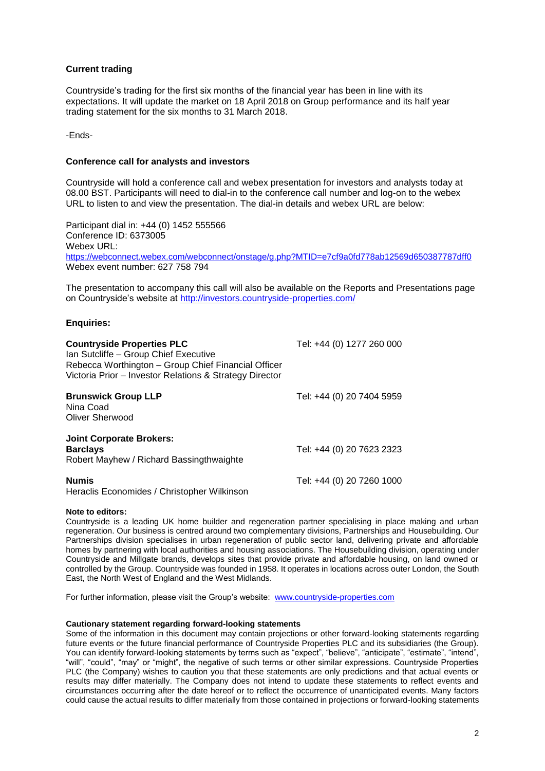### Current trading

Countryside's trading for the first six months of the financial year has been in line with its expectations. It will update the market on 18 April 2018 on Group performance and its half year trading statement for the six months to 31 March 2018.

-Ends-

### Conference call for analysts and investors

Countryside will hold a conference call and webex presentation for investors and analysts today at 08.00 BST. Participants will need to dial-in to the conference call number and log-on to the webex URL to listen to and view the presentation. The dial-in details and webex URL are below:

Participant dial in: +44 (0) 1452 555566
Conference ID: 6373005
Webex URL:
https://webconnect.webex.com/webconnect/onstage/g.php?MTID=e7cf9a0fd778ab12569d650387787dff0
Webex event number: 627 758 794

The presentation to accompany this call will also be available on the Reports and Presentations page on Countryside's website at http://investors.countryside-properties.com/

### Enquiries:

| | |
|---|---|
| **Countryside Properties PLC**<br>Ian Sutcliffe – Group Chief Executive<br>Rebecca Worthington – Group Chief Financial Officer<br>Victoria Prior – Investor Relations & Strategy Director | Tel: +44 (0) 1277 260 000 |
| **Brunswick Group LLP**<br>Nina Coad<br>Oliver Sherwood | Tel: +44 (0) 20 7404 5959 |
| **Joint Corporate Brokers:**<br>**Barclays**<br>Robert Mayhew / Richard Bassingthwaighte | Tel: +44 (0) 20 7623 2323 |
| **Numis**<br>Heraclis Economides / Christopher Wilkinson | Tel: +44 (0) 20 7260 1000 |

**Note to editors:**
Countryside is a leading UK home builder and regeneration partner specialising in place making and urban regeneration. Our business is centred around two complementary divisions, Partnerships and Housebuilding. Our Partnerships division specialises in urban regeneration of public sector land, delivering private and affordable homes by partnering with local authorities and housing associations. The Housebuilding division, operating under Countryside and Millgate brands, develops sites that provide private and affordable housing, on land owned or controlled by the Group. Countryside was founded in 1958. It operates in locations across outer London, the South East, the North West of England and the West Midlands.

For further information, please visit the Group's website: www.countryside-properties.com

**Cautionary statement regarding forward-looking statements**
Some of the information in this document may contain projections or other forward-looking statements regarding future events or the future financial performance of Countryside Properties PLC and its subsidiaries (the Group). You can identify forward-looking statements by terms such as "expect", "believe", "anticipate", "estimate", "intend", "will", "could", "may" or "might", the negative of such terms or other similar expressions. Countryside Properties PLC (the Company) wishes to caution you that these statements are only predictions and that actual events or results may differ materially. The Company does not intend to update these statements to reflect events and circumstances occurring after the date hereof or to reflect the occurrence of unanticipated events. Many factors could cause the actual results to differ materially from those contained in projections or forward-looking statements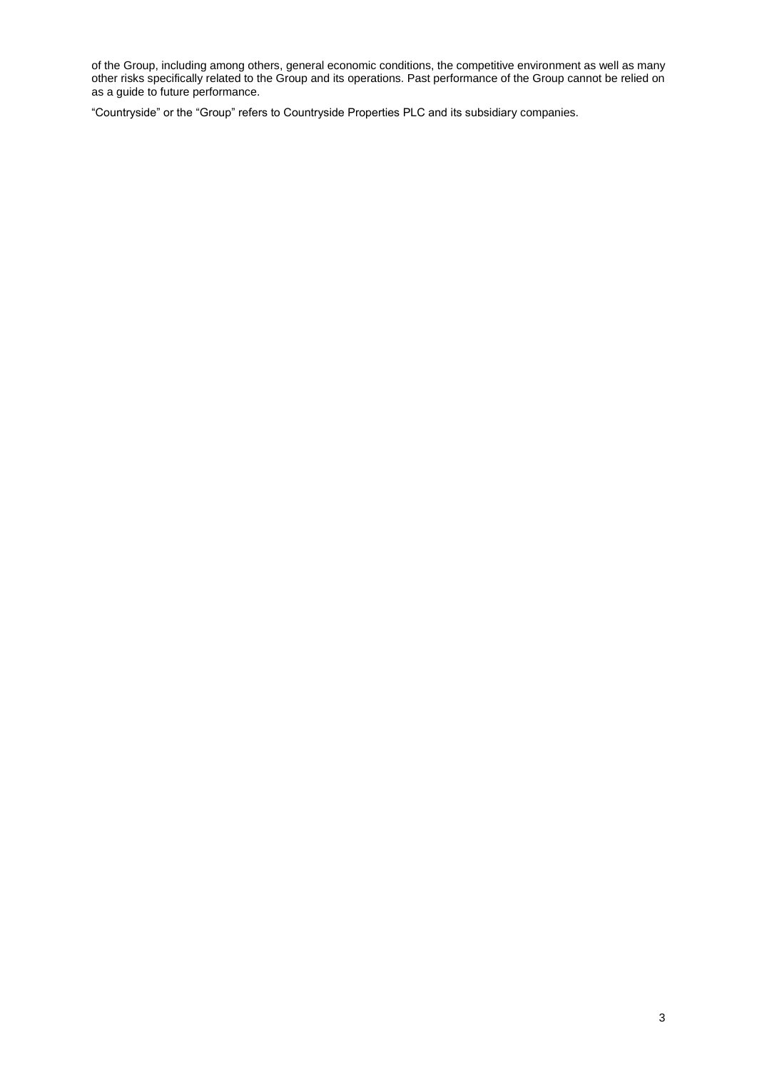of the Group, including among others, general economic conditions, the competitive environment as well as many other risks specifically related to the Group and its operations. Past performance of the Group cannot be relied on as a guide to future performance.

“Countryside” or the “Group” refers to Countryside Properties PLC and its subsidiary companies.